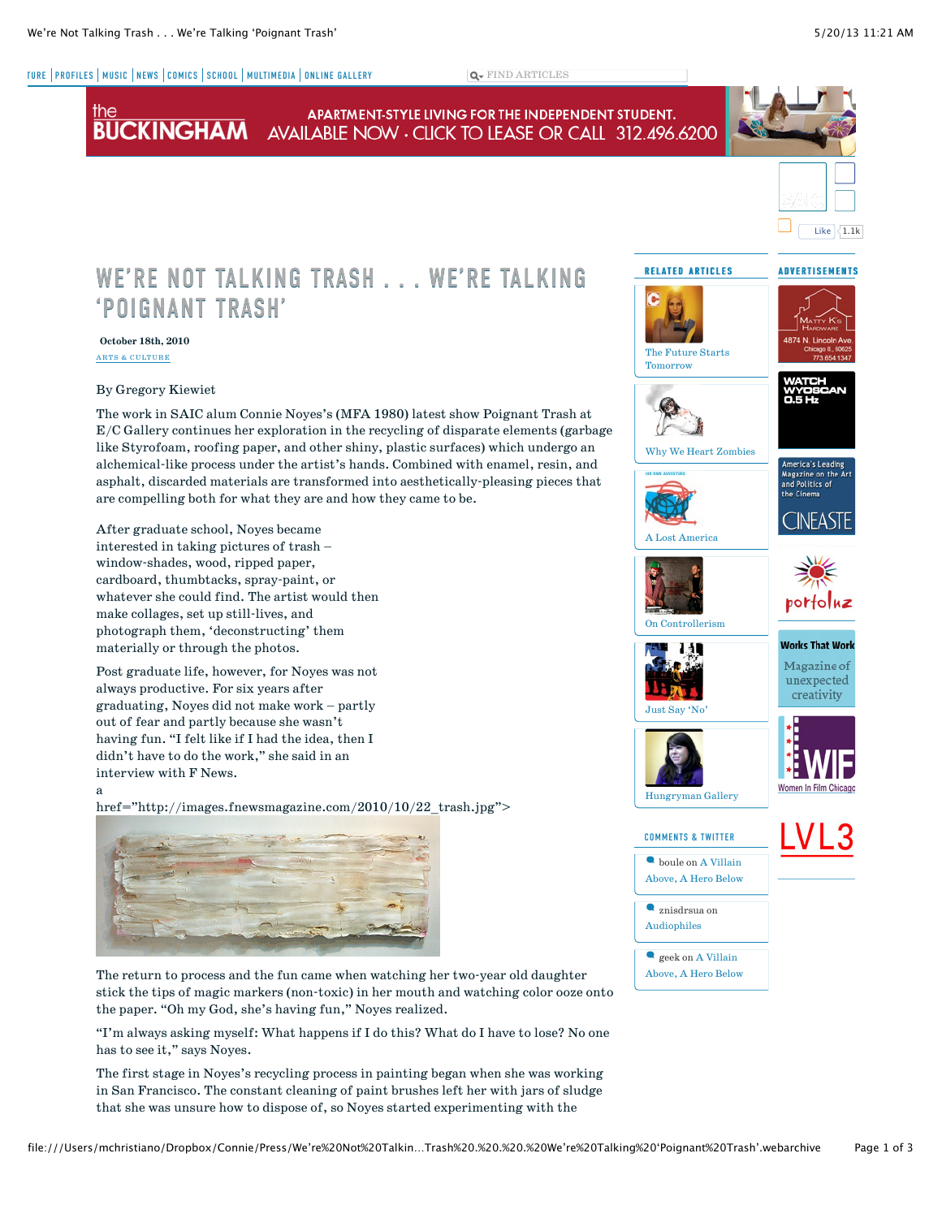# WE'RE NOT TALKING TRASH . . . WE'RE TALKING 'POIGNANT TRASH'

**October 18th, 2010**

ARTS & CULTURE

By Gregory Kiewiet

The work in SAIC alum Connie Noyes's (MFA 1980) latest show Poignant Trash at E/C Gallery continues her exploration in the recycling of disparate elements (garbage like Styrofoam, roofing paper, and other shiny, plastic surfaces) which undergo an alchemical-like process under the artist's hands. Combined with enamel, resin, and asphalt, discarded materials are transformed into aesthetically-pleasing pieces that are compelling both for what they are and how they came to be.

After graduate school, Noyes became interested in taking pictures of trash – window-shades, wood, ripped paper, cardboard, thumbtacks, spray-paint, or whatever she could find. The artist would then make collages, set up still-lives, and photograph them, 'deconstructing' them materially or through the photos.

Post graduate life, however, for Noyes was not always productive. For six years after graduating, Noyes did not make work – partly out of fear and partly because she wasn't having fun. "I felt like if I had the idea, then I didn't have to do the work," she said in an interview with F News.

a href="http://images.fnewsmagazine.com/2010/10/22_trash.jpg">

The return to process and the fun came when watching her two-year old daughter stick the tips of magic markers (non-toxic) in her mouth and watching color ooze onto the paper. "Oh my God, she's having fun," Noyes realized.

"I'm always asking myself: What happens if I do this? What do I have to lose? No one has to see it," says Noyes.

The first stage in Noyes's recycling process in painting began when she was working in San Francisco. The constant cleaning of paint brushes left her with jars of sludge that she was unsure how to dispose of, so Noyes started experimenting with the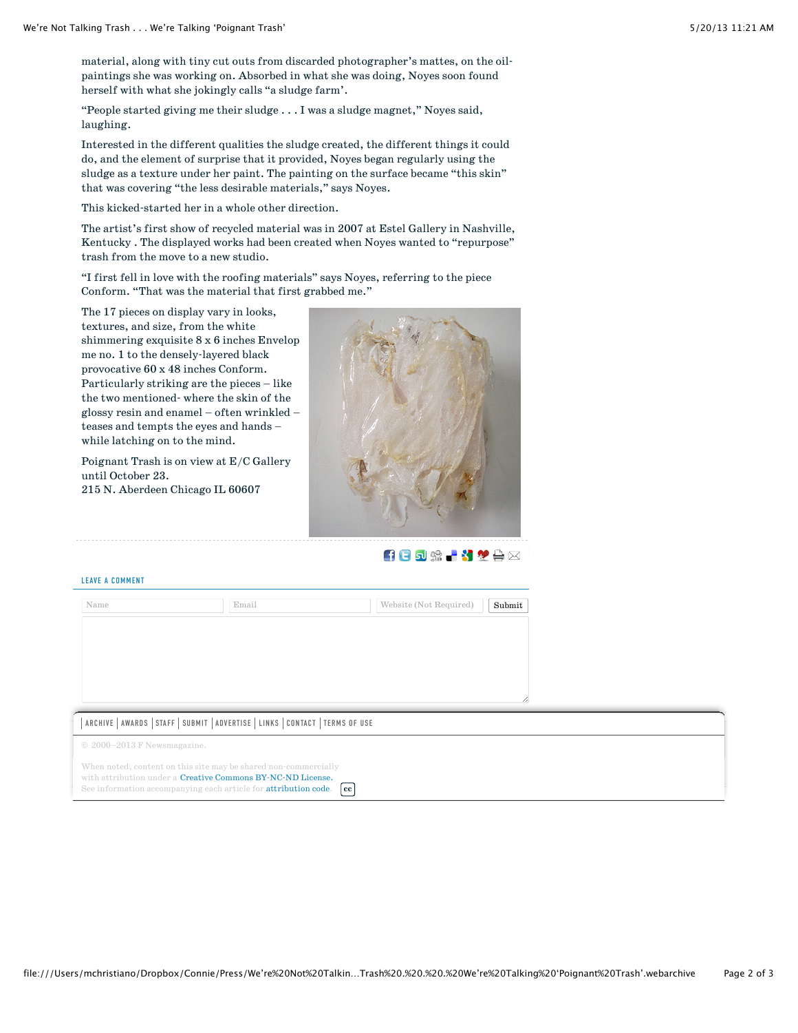material, along with tiny cut outs from discarded photographer's mattes, on the oil-paintings she was working on. Absorbed in what she was doing, Noyes soon found herself with what she jokingly calls "a sludge farm'.

"People started giving me their sludge . . . I was a sludge magnet," Noyes said, laughing.

Interested in the different qualities the sludge created, the different things it could do, and the element of surprise that it provided, Noyes began regularly using the sludge as a texture under her paint. The painting on the surface became "this skin" that was covering "the less desirable materials," says Noyes.

This kicked-started her in a whole other direction.

The artist's first show of recycled material was in 2007 at Estel Gallery in Nashville, Kentucky . The displayed works had been created when Noyes wanted to "repurpose" trash from the move to a new studio.

"I first fell in love with the roofing materials" says Noyes, referring to the piece Conform. "That was the material that first grabbed me."

The 17 pieces on display vary in looks, textures, and size, from the white shimmering exquisite 8 x 6 inches Envelop me no. 1 to the densely-layered black provocative 60 x 48 inches Conform. Particularly striking are the pieces – like the two mentioned- where the skin of the glossy resin and enamel – often wrinkled – teases and tempts the eyes and hands – while latching on to the mind.

Poignant Trash is on view at E/C Gallery until October 23.
215 N. Aberdeen Chicago IL 60607

LEAVE A COMMENT

Name | Email | Website (Not Required) | Submit

ARCHIVE | AWARDS | STAFF | SUBMIT | ADVERTISE | LINKS | CONTACT | TERMS OF USE

© 2000–2013 F Newsmagazine.

When noted, content on this site may be shared non-commercially with attribution under a Creative Commons BY-NC-ND License. See information accompanying each article for attribution code.